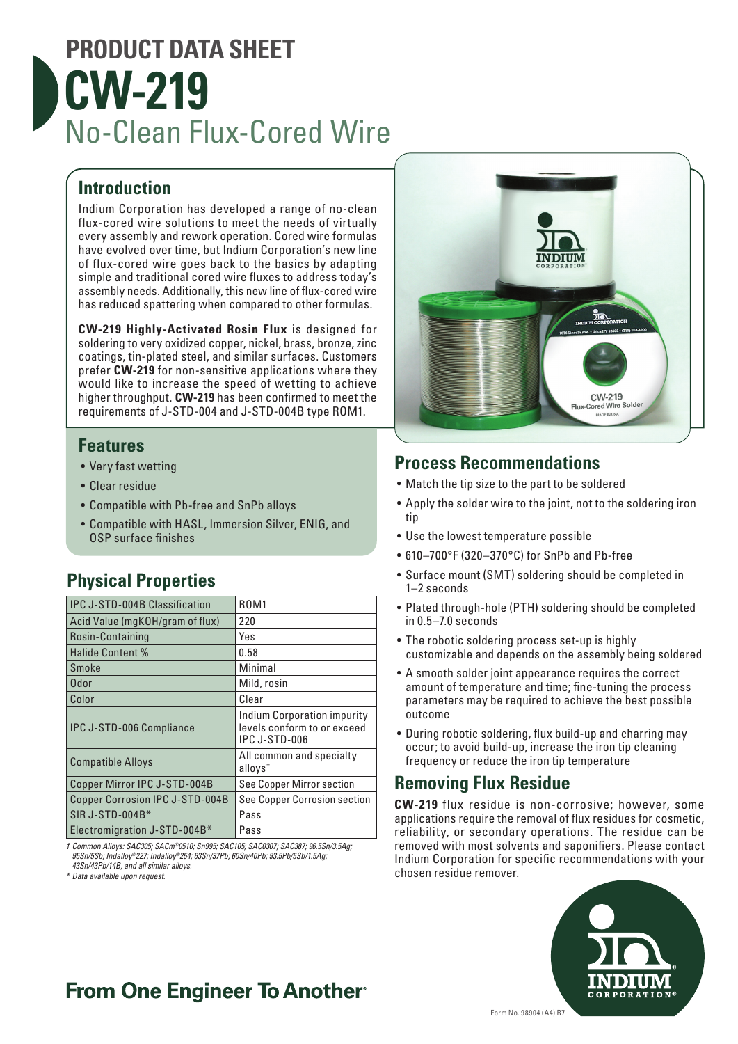# PRODUCT DATA SHEET

# CW-219

## No-Clean Flux-Cored Wire

## Introduction

Indium Corporation has developed a range of no-clean flux-cored wire solutions to meet the needs of virtually every assembly and rework operation. Cored wire formulas have evolved over time, but Indium Corporation's new line of flux-cored wire goes back to the basics by adapting simple and traditional cored wire fluxes to address today's assembly needs. Additionally, this new line of flux-cored wire has reduced spattering when compared to other formulas.

**CW-219 Highly-Activated Rosin Flux** is designed for soldering to very oxidized copper, nickel, brass, bronze, zinc coatings, tin-plated steel, and similar surfaces. Customers prefer **CW-219** for non-sensitive applications where they would like to increase the speed of wetting to achieve higher throughput. **CW-219** has been confirmed to meet the requirements of J-STD-004 and J-STD-004B type ROM1.

## Features

- Very fast wetting
- Clear residue
- Compatible with Pb-free and SnPb alloys
- Compatible with HASL, Immersion Silver, ENIG, and OSP surface finishes

## Physical Properties

| Property | Value |
|---|---|
| IPC J-STD-004B Classification | ROM1 |
| Acid Value (mgKOH/gram of flux) | 220 |
| Rosin-Containing | Yes |
| Halide Content % | 0.58 |
| Smoke | Minimal |
| Odor | Mild, rosin |
| Color | Clear |
| IPC J-STD-006 Compliance | Indium Corporation impurity levels conform to or exceed IPC J-STD-006 |
| Compatible Alloys | All common and specialty alloys† |
| Copper Mirror IPC J-STD-004B | See Copper Mirror section |
| Copper Corrosion IPC J-STD-004B | See Copper Corrosion section |
| SIR J-STD-004B* | Pass |
| Electromigration J-STD-004B* | Pass |

*† Common Alloys: SAC305; SACm®0510; Sn995; SAC105; SAC0307; SAC387; 96.5Sn/3.5Ag; 95Sn/5Sb; Indalloy®227; Indalloy®254; 63Sn/37Pb; 60Sn/40Pb; 93.5Pb/5Sb/1.5Ag; 43Sn/43Pb/14B, and all similar alloys.*

*\* Data available upon request.*

## Process Recommendations

- Match the tip size to the part to be soldered
- Apply the solder wire to the joint, not to the soldering iron tip
- Use the lowest temperature possible
- 610–700°F (320–370°C) for SnPb and Pb-free
- Surface mount (SMT) soldering should be completed in 1–2 seconds
- Plated through-hole (PTH) soldering should be completed in 0.5–7.0 seconds
- The robotic soldering process set-up is highly customizable and depends on the assembly being soldered
- A smooth solder joint appearance requires the correct amount of temperature and time; fine-tuning the process parameters may be required to achieve the best possible outcome
- During robotic soldering, flux build-up and charring may occur; to avoid build-up, increase the iron tip cleaning frequency or reduce the iron tip temperature

## Removing Flux Residue

**CW-219** flux residue is non-corrosive; however, some applications require the removal of flux residues for cosmetic, reliability, or secondary operations. The residue can be removed with most solvents and saponifiers. Please contact Indium Corporation for specific recommendations with your chosen residue remover.

**From One Engineer To Another®**

Form No. 98904 (A4) R7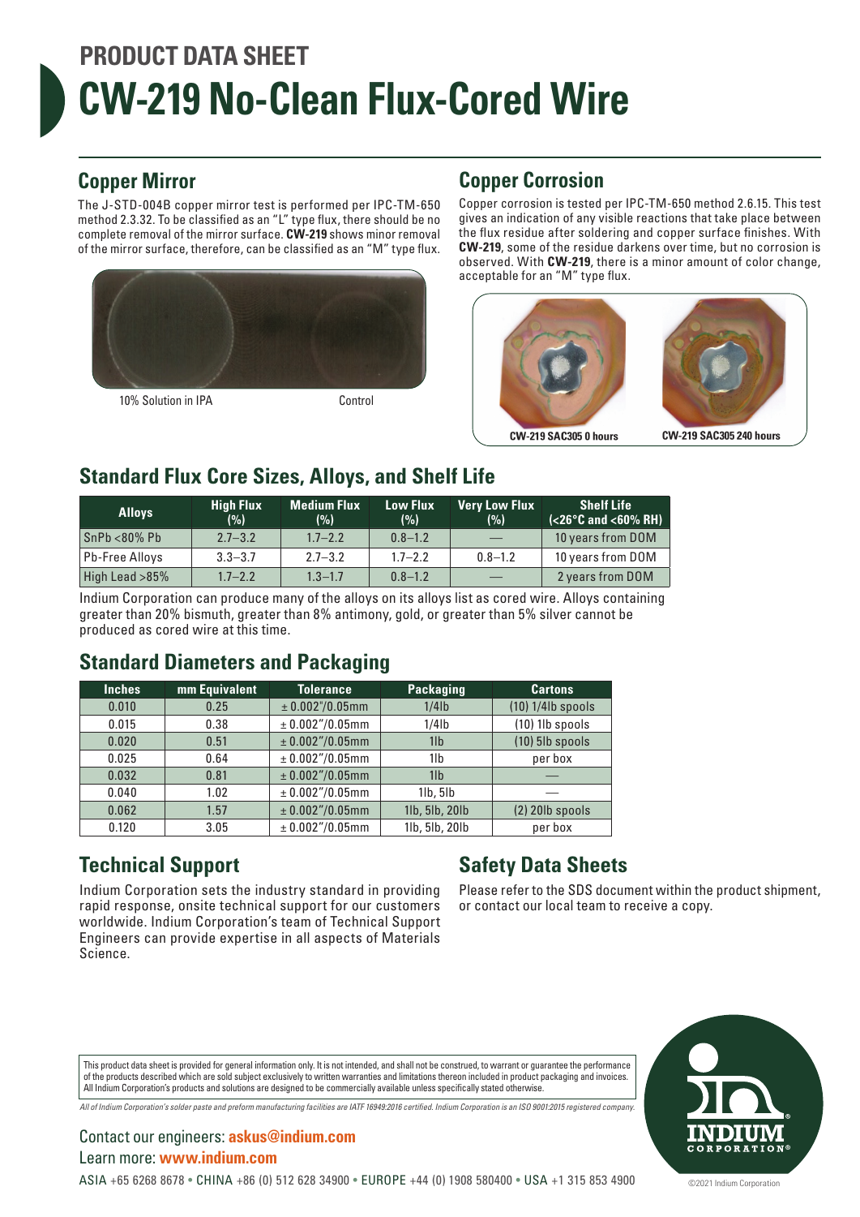PRODUCT DATA SHEET

# CW-219 No-Clean Flux-Cored Wire

## Copper Mirror

The J-STD-004B copper mirror test is performed per IPC-TM-650 method 2.3.32. To be classified as an "L" type flux, there should be no complete removal of the mirror surface. **CW-219** shows minor removal of the mirror surface, therefore, can be classified as an "M" type flux.

10% Solution in IPA

Control

## Copper Corrosion

Copper corrosion is tested per IPC-TM-650 method 2.6.15. This test gives an indication of any visible reactions that take place between the flux residue after soldering and copper surface finishes. With **CW-219**, some of the residue darkens over time, but no corrosion is observed. With **CW-219**, there is a minor amount of color change, acceptable for an "M" type flux.

CW-219 SAC305 0 hours

CW-219 SAC305 240 hours

## Standard Flux Core Sizes, Alloys, and Shelf Life

| Alloys | High Flux (%) | Medium Flux (%) | Low Flux (%) | Very Low Flux (%) | Shelf Life (<26°C and <60% RH) |
|---|---|---|---|---|---|
| SnPb <80% Pb | 2.7–3.2 | 1.7–2.2 | 0.8–1.2 | — | 10 years from DOM |
| Pb-Free Alloys | 3.3–3.7 | 2.7–3.2 | 1.7–2.2 | 0.8–1.2 | 10 years from DOM |
| High Lead >85% | 1.7–2.2 | 1.3–1.7 | 0.8–1.2 | — | 2 years from DOM |

Indium Corporation can produce many of the alloys on its alloys list as cored wire. Alloys containing greater than 20% bismuth, greater than 8% antimony, gold, or greater than 5% silver cannot be produced as cored wire at this time.

## Standard Diameters and Packaging

| Inches | mm Equivalent | Tolerance | Packaging | Cartons |
|---|---|---|---|---|
| 0.010 | 0.25 | ± 0.002"/0.05mm | 1/4lb | (10) 1/4lb spools |
| 0.015 | 0.38 | ± 0.002"/0.05mm | 1/4lb | (10) 1lb spools |
| 0.020 | 0.51 | ± 0.002"/0.05mm | 1lb | (10) 5lb spools |
| 0.025 | 0.64 | ± 0.002"/0.05mm | 1lb | per box |
| 0.032 | 0.81 | ± 0.002"/0.05mm | 1lb | — |
| 0.040 | 1.02 | ± 0.002"/0.05mm | 1lb, 5lb | — |
| 0.062 | 1.57 | ± 0.002"/0.05mm | 1lb, 5lb, 20lb | (2) 20lb spools |
| 0.120 | 3.05 | ± 0.002"/0.05mm | 1lb, 5lb, 20lb | per box |

## Technical Support

Indium Corporation sets the industry standard in providing rapid response, onsite technical support for our customers worldwide. Indium Corporation's team of Technical Support Engineers can provide expertise in all aspects of Materials Science.

## Safety Data Sheets

Please refer to the SDS document within the product shipment, or contact our local team to receive a copy.

This product data sheet is provided for general information only. It is not intended, and shall not be construed, to warrant or guarantee the performance of the products described which are sold subject exclusively to written warranties and limitations thereon included in product packaging and invoices. All Indium Corporation's products and solutions are designed to be commercially available unless specifically stated otherwise.

*All of Indium Corporation's solder paste and preform manufacturing facilities are IATF 16949:2016 certified. Indium Corporation is an ISO 9001:2015 registered company.*

Contact our engineers: **askus@indium.com**

Learn more: **www.indium.com**

ASIA +65 6268 8678 • CHINA +86 (0) 512 628 34900 • EUROPE +44 (0) 1908 580400 • USA +1 315 853 4900

INDIUM CORPORATION®

©2021 Indium Corporation